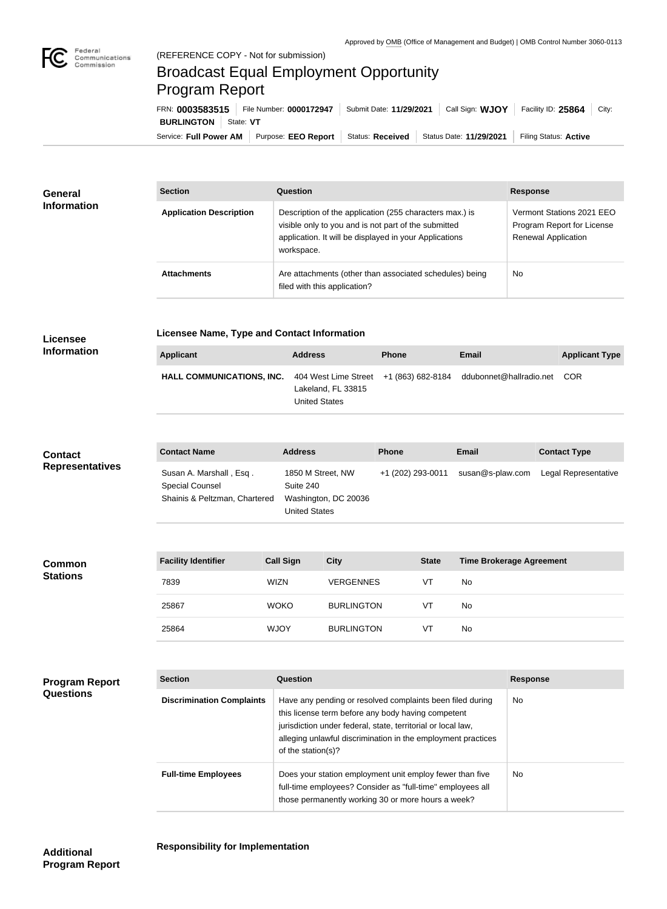Approved by OMB (Office of Management and Budget) | OMB Control Number 3060-0113

(REFERENCE COPY - Not for submission)

# Broadcast Equal Employment Opportunity Program Report

FRN: **0003583515** | File Number: **0000172947** | Submit Date: **11/29/2021** | Call Sign: **WJOY** | Facility ID: **25864** | City: **BURLINGTON** | State: **VT**

Service: **Full Power AM** | Purpose: **EEO Report** | Status: **Received** | Status Date: **11/29/2021** | Filing Status: **Active**

## General Information

| Section | Question | Response |
|---|---|---|
| **Application Description** | Description of the application (255 characters max.) is visible only to you and is not part of the submitted application. It will be displayed in your Applications workspace. | Vermont Stations 2021 EEO Program Report for License Renewal Application |
| **Attachments** | Are attachments (other than associated schedules) being filed with this application? | No |

## Licensee Information

**Licensee Name, Type and Contact Information**

| Applicant | Address | Phone | Email | Applicant Type |
|---|---|---|---|---|
| **HALL COMMUNICATIONS, INC.** | 404 West Lime Street Lakeland, FL 33815 United States | +1 (863) 682-8184 | ddubonnet@hallradio.net | COR |

## Contact Representatives

| Contact Name | Address | Phone | Email | Contact Type |
|---|---|---|---|---|
| Susan A. Marshall , Esq . Special Counsel Shainis & Peltzman, Chartered | 1850 M Street, NW Suite 240 Washington, DC 20036 United States | +1 (202) 293-0011 | susan@s-plaw.com | Legal Representative |

## Common Stations

| Facility Identifier | Call Sign | City | State | Time Brokerage Agreement |
|---|---|---|---|---|
| 7839 | WIZN | VERGENNES | VT | No |
| 25867 | WOKO | BURLINGTON | VT | No |
| 25864 | WJOY | BURLINGTON | VT | No |

## Program Report Questions

| Section | Question | Response |
|---|---|---|
| **Discrimination Complaints** | Have any pending or resolved complaints been filed during this license term before any body having competent jurisdiction under federal, state, territorial or local law, alleging unlawful discrimination in the employment practices of the station(s)? | No |
| **Full-time Employees** | Does your station employment unit employ fewer than five full-time employees? Consider as "full-time" employees all those permanently working 30 or more hours a week? | No |

## Additional Program Report

**Responsibility for Implementation**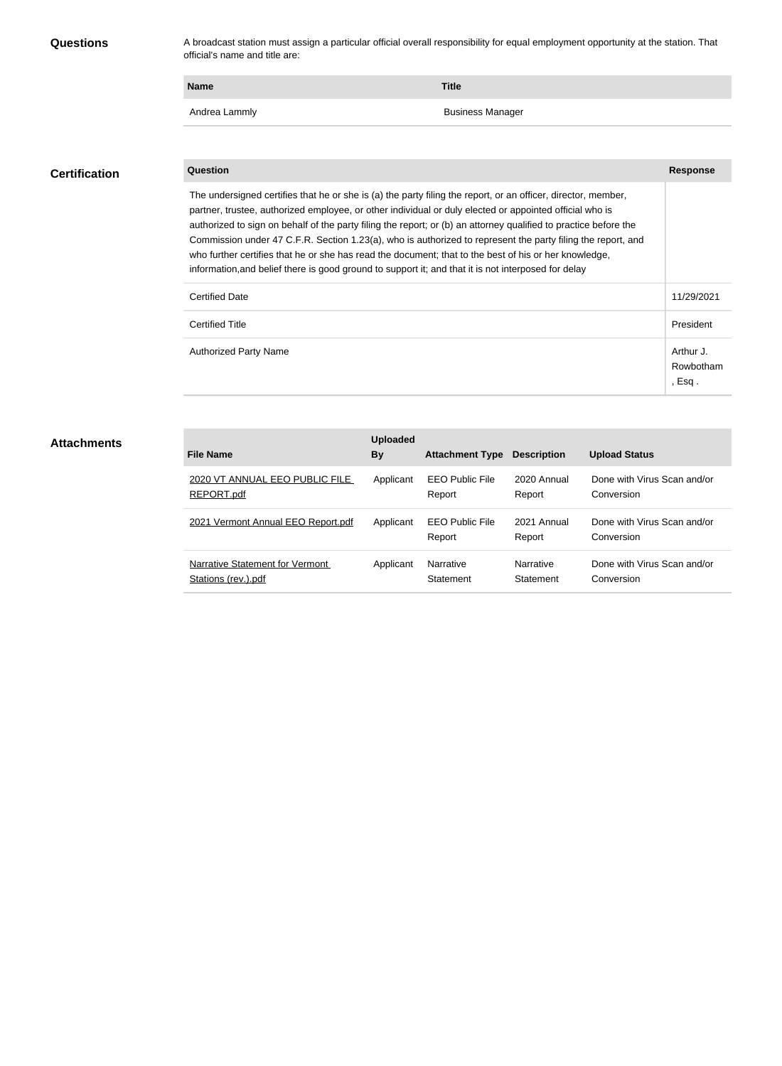## Questions

A broadcast station must assign a particular official overall responsibility for equal employment opportunity at the station. That official's name and title are:

| Name | Title |
|---|---|
| Andrea Lammly | Business Manager |

## Certification

| Question | Response |
|---|---|
| The undersigned certifies that he or she is (a) the party filing the report, or an officer, director, member, partner, trustee, authorized employee, or other individual or duly elected or appointed official who is authorized to sign on behalf of the party filing the report; or (b) an attorney qualified to practice before the Commission under 47 C.F.R. Section 1.23(a), who is authorized to represent the party filing the report, and who further certifies that he or she has read the document; that to the best of his or her knowledge, information,and belief there is good ground to support it; and that it is not interposed for delay | |
| Certified Date | 11/29/2021 |
| Certified Title | President |
| Authorized Party Name | Arthur J. Rowbotham , Esq . |

## Attachments

| File Name | Uploaded By | Attachment Type | Description | Upload Status |
|---|---|---|---|---|
| 2020 VT ANNUAL EEO PUBLIC FILE REPORT.pdf | Applicant | EEO Public File Report | 2020 Annual Report | Done with Virus Scan and/or Conversion |
| 2021 Vermont Annual EEO Report.pdf | Applicant | EEO Public File Report | 2021 Annual Report | Done with Virus Scan and/or Conversion |
| Narrative Statement for Vermont Stations (rev.).pdf | Applicant | Narrative Statement | Narrative Statement | Done with Virus Scan and/or Conversion |